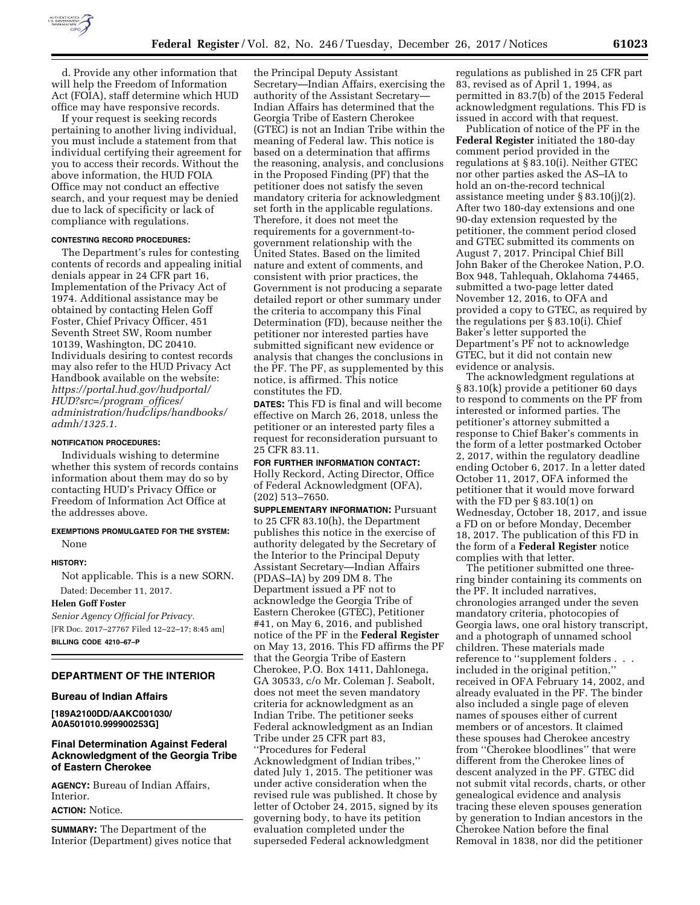d. Provide any other information that will help the Freedom of Information Act (FOIA), staff determine which HUD office may have responsive records.

If your request is seeking records pertaining to another living individual, you must include a statement from that individual certifying their agreement for you to access their records. Without the above information, the HUD FOIA Office may not conduct an effective search, and your request may be denied due to lack of specificity or lack of compliance with regulations.

**CONTESTING RECORD PROCEDURES:**

The Department's rules for contesting contents of records and appealing initial denials appear in 24 CFR part 16, Implementation of the Privacy Act of 1974. Additional assistance may be obtained by contacting Helen Goff Foster, Chief Privacy Officer, 451 Seventh Street SW, Room number 10139, Washington, DC 20410. Individuals desiring to contest records may also refer to the HUD Privacy Act Handbook available on the website: *https://portal.hud.gov/hudportal/HUD?src=/program_offices/administration/hudclips/handbooks/admh/1325.1*.

**NOTIFICATION PROCEDURES:**

Individuals wishing to determine whether this system of records contains information about them may do so by contacting HUD's Privacy Office or Freedom of Information Act Office at the addresses above.

**EXEMPTIONS PROMULGATED FOR THE SYSTEM:**

None

**HISTORY:**

Not applicable. This is a new SORN.

Dated: December 11, 2017.

**Helen Goff Foster**

*Senior Agency Official for Privacy.*

[FR Doc. 2017–27767 Filed 12–22–17; 8:45 am]

**BILLING CODE 4210–67–P**

## DEPARTMENT OF THE INTERIOR

### Bureau of Indian Affairs

**[189A2100DD/AAKC001030/A0A501010.999900253G]**

### Final Determination Against Federal Acknowledgment of the Georgia Tribe of Eastern Cherokee

**AGENCY:** Bureau of Indian Affairs, Interior.

**ACTION:** Notice.

**SUMMARY:** The Department of the Interior (Department) gives notice that the Principal Deputy Assistant Secretary—Indian Affairs, exercising the authority of the Assistant Secretary—Indian Affairs has determined that the Georgia Tribe of Eastern Cherokee (GTEC) is not an Indian Tribe within the meaning of Federal law. This notice is based on a determination that affirms the reasoning, analysis, and conclusions in the Proposed Finding (PF) that the petitioner does not satisfy the seven mandatory criteria for acknowledgment set forth in the applicable regulations. Therefore, it does not meet the requirements for a government-to-government relationship with the United States. Based on the limited nature and extent of comments, and consistent with prior practices, the Government is not producing a separate detailed report or other summary under the criteria to accompany this Final Determination (FD), because neither the petitioner nor interested parties have submitted significant new evidence or analysis that changes the conclusions in the PF. The PF, as supplemented by this notice, is affirmed. This notice constitutes the FD.

**DATES:** This FD is final and will become effective on March 26, 2018, unless the petitioner or an interested party files a request for reconsideration pursuant to 25 CFR 83.11.

**FOR FURTHER INFORMATION CONTACT:** Holly Reckord, Acting Director, Office of Federal Acknowledgment (OFA), (202) 513–7650.

**SUPPLEMENTARY INFORMATION:** Pursuant to 25 CFR 83.10(h), the Department publishes this notice in the exercise of authority delegated by the Secretary of the Interior to the Principal Deputy Assistant Secretary—Indian Affairs (PDAS–IA) by 209 DM 8. The Department issued a PF not to acknowledge the Georgia Tribe of Eastern Cherokee (GTEC), Petitioner #41, on May 6, 2016, and published notice of the PF in the **Federal Register** on May 13, 2016. This FD affirms the PF that the Georgia Tribe of Eastern Cherokee, P.O. Box 1411, Dahlonega, GA 30533, c/o Mr. Coleman J. Seabolt, does not meet the seven mandatory criteria for acknowledgment as an Indian Tribe. The petitioner seeks Federal acknowledgment as an Indian Tribe under 25 CFR part 83, ''Procedures for Federal Acknowledgment of Indian tribes,'' dated July 1, 2015. The petitioner was under active consideration when the revised rule was published. It chose by letter of October 24, 2015, signed by its governing body, to have its petition evaluation completed under the superseded Federal acknowledgment regulations as published in 25 CFR part 83, revised as of April 1, 1994, as permitted in 83.7(b) of the 2015 Federal acknowledgment regulations. This FD is issued in accord with that request.

Publication of notice of the PF in the **Federal Register** initiated the 180-day comment period provided in the regulations at § 83.10(i). Neither GTEC nor other parties asked the AS–IA to hold an on-the-record technical assistance meeting under § 83.10(j)(2). After two 180-day extensions and one 90-day extension requested by the petitioner, the comment period closed and GTEC submitted its comments on August 7, 2017. Principal Chief Bill John Baker of the Cherokee Nation, P.O. Box 948, Tahlequah, Oklahoma 74465, submitted a two-page letter dated November 12, 2016, to OFA and provided a copy to GTEC, as required by the regulations per § 83.10(i). Chief Baker's letter supported the Department's PF not to acknowledge GTEC, but it did not contain new evidence or analysis.

The acknowledgment regulations at § 83.10(k) provide a petitioner 60 days to respond to comments on the PF from interested or informed parties. The petitioner's attorney submitted a response to Chief Baker's comments in the form of a letter postmarked October 2, 2017, within the regulatory deadline ending October 6, 2017. In a letter dated October 11, 2017, OFA informed the petitioner that it would move forward with the FD per § 83.10(l) on Wednesday, October 18, 2017, and issue a FD on or before Monday, December 18, 2017. The publication of this FD in the form of a **Federal Register** notice complies with that letter.

The petitioner submitted one three-ring binder containing its comments on the PF. It included narratives, chronologies arranged under the seven mandatory criteria, photocopies of Georgia laws, one oral history transcript, and a photograph of unnamed school children. These materials made reference to ''supplement folders . . . included in the original petition,'' received in OFA February 14, 2002, and already evaluated in the PF. The binder also included a single page of eleven names of spouses either of current members or of ancestors. It claimed these spouses had Cherokee ancestry from ''Cherokee bloodlines'' that were different from the Cherokee lines of descent analyzed in the PF. GTEC did not submit vital records, charts, or other genealogical evidence and analysis tracing these eleven spouses generation by generation to Indian ancestors in the Cherokee Nation before the final Removal in 1838, nor did the petitioner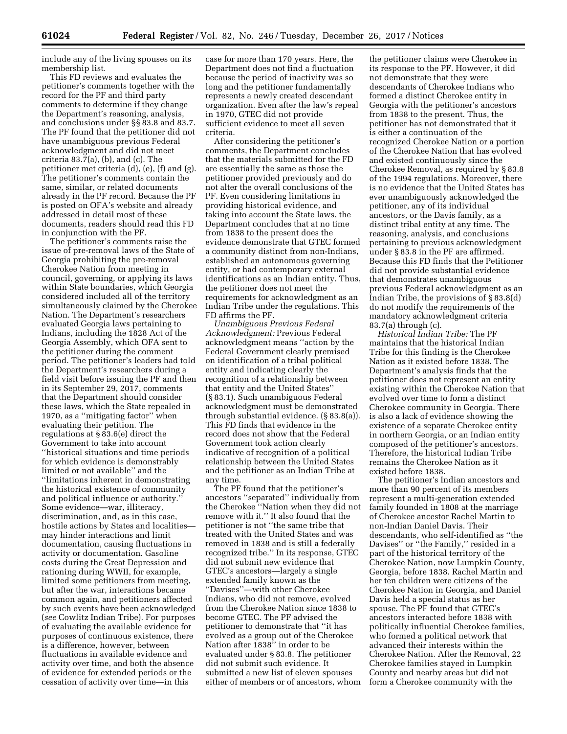include any of the living spouses on its membership list.

This FD reviews and evaluates the petitioner's comments together with the record for the PF and third party comments to determine if they change the Department's reasoning, analysis, and conclusions under §§ 83.8 and 83.7. The PF found that the petitioner did not have unambiguous previous Federal acknowledgment and did not meet criteria 83.7(a), (b), and (c). The petitioner met criteria (d), (e), (f) and (g). The petitioner's comments contain the same, similar, or related documents already in the PF record. Because the PF is posted on OFA's website and already addressed in detail most of these documents, readers should read this FD in conjunction with the PF.

The petitioner's comments raise the issue of pre-removal laws of the State of Georgia prohibiting the pre-removal Cherokee Nation from meeting in council, governing, or applying its laws within State boundaries, which Georgia considered included all of the territory simultaneously claimed by the Cherokee Nation. The Department's researchers evaluated Georgia laws pertaining to Indians, including the 1828 Act of the Georgia Assembly, which OFA sent to the petitioner during the comment period. The petitioner's leaders had told the Department's researchers during a field visit before issuing the PF and then in its September 29, 2017, comments that the Department should consider these laws, which the State repealed in 1970, as a ''mitigating factor'' when evaluating their petition. The regulations at § 83.6(e) direct the Government to take into account ''historical situations and time periods for which evidence is demonstrably limited or not available'' and the ''limitations inherent in demonstrating the historical existence of community and political influence or authority.'' Some evidence—war, illiteracy, discrimination, and, as in this case, hostile actions by States and localities—may hinder interactions and limit documentation, causing fluctuations in activity or documentation. Gasoline costs during the Great Depression and rationing during WWII, for example, limited some petitioners from meeting, but after the war, interactions became common again, and petitioners affected by such events have been acknowledged (*see* Cowlitz Indian Tribe). For purposes of evaluating the available evidence for purposes of continuous existence, there is a difference, however, between fluctuations in available evidence and activity over time, and both the absence of evidence for extended periods or the cessation of activity over time—in this case for more than 170 years. Here, the Department does not find a fluctuation because the period of inactivity was so long and the petitioner fundamentally represents a newly created descendant organization. Even after the law's repeal in 1970, GTEC did not provide sufficient evidence to meet all seven criteria.

After considering the petitioner's comments, the Department concludes that the materials submitted for the FD are essentially the same as those the petitioner provided previously and do not alter the overall conclusions of the PF. Even considering limitations in providing historical evidence, and taking into account the State laws, the Department concludes that at no time from 1838 to the present does the evidence demonstrate that GTEC formed a community distinct from non-Indians, established an autonomous governing entity, or had contemporary external identifications as an Indian entity. Thus, the petitioner does not meet the requirements for acknowledgment as an Indian Tribe under the regulations. This FD affirms the PF.

*Unambiguous Previous Federal Acknowledgment:* Previous Federal acknowledgment means ''action by the Federal Government clearly premised on identification of a tribal political entity and indicating clearly the recognition of a relationship between that entity and the United States'' (§ 83.1). Such unambiguous Federal acknowledgment must be demonstrated through substantial evidence. (§ 83.8(a)). This FD finds that evidence in the record does not show that the Federal Government took action clearly indicative of recognition of a political relationship between the United States and the petitioner as an Indian Tribe at any time.

The PF found that the petitioner's ancestors ''separated'' individually from the Cherokee ''Nation when they did not remove with it.'' It also found that the petitioner is not ''the same tribe that treated with the United States and was removed in 1838 and is still a federally recognized tribe.'' In its response, GTEC did not submit new evidence that GTEC's ancestors—largely a single extended family known as the ''Davises''—with other Cherokee Indians, who did not remove, evolved from the Cherokee Nation since 1838 to become GTEC. The PF advised the petitioner to demonstrate that ''it has evolved as a group out of the Cherokee Nation after 1838'' in order to be evaluated under § 83.8. The petitioner did not submit such evidence. It submitted a new list of eleven spouses either of members or of ancestors, whom the petitioner claims were Cherokee in its response to the PF. However, it did not demonstrate that they were descendants of Cherokee Indians who formed a distinct Cherokee entity in Georgia with the petitioner's ancestors from 1838 to the present. Thus, the petitioner has not demonstrated that it is either a continuation of the recognized Cherokee Nation or a portion of the Cherokee Nation that has evolved and existed continuously since the Cherokee Removal, as required by § 83.8 of the 1994 regulations. Moreover, there is no evidence that the United States has ever unambiguously acknowledged the petitioner, any of its individual ancestors, or the Davis family, as a distinct tribal entity at any time. The reasoning, analysis, and conclusions pertaining to previous acknowledgment under § 83.8 in the PF are affirmed. Because this FD finds that the Petitioner did not provide substantial evidence that demonstrates unambiguous previous Federal acknowledgment as an Indian Tribe, the provisions of § 83.8(d) do not modify the requirements of the mandatory acknowledgment criteria 83.7(a) through (c).

*Historical Indian Tribe:* The PF maintains that the historical Indian Tribe for this finding is the Cherokee Nation as it existed before 1838. The Department's analysis finds that the petitioner does not represent an entity existing within the Cherokee Nation that evolved over time to form a distinct Cherokee community in Georgia. There is also a lack of evidence showing the existence of a separate Cherokee entity in northern Georgia, or an Indian entity composed of the petitioner's ancestors. Therefore, the historical Indian Tribe remains the Cherokee Nation as it existed before 1838.

The petitioner's Indian ancestors and more than 90 percent of its members represent a multi-generation extended family founded in 1808 at the marriage of Cherokee ancestor Rachel Martin to non-Indian Daniel Davis. Their descendants, who self-identified as ''the Davises'' or ''the Family,'' resided in a part of the historical territory of the Cherokee Nation, now Lumpkin County, Georgia, before 1838. Rachel Martin and her ten children were citizens of the Cherokee Nation in Georgia, and Daniel Davis held a special status as her spouse. The PF found that GTEC's ancestors interacted before 1838 with politically influential Cherokee families, who formed a political network that advanced their interests within the Cherokee Nation. After the Removal, 22 Cherokee families stayed in Lumpkin County and nearby areas but did not form a Cherokee community with the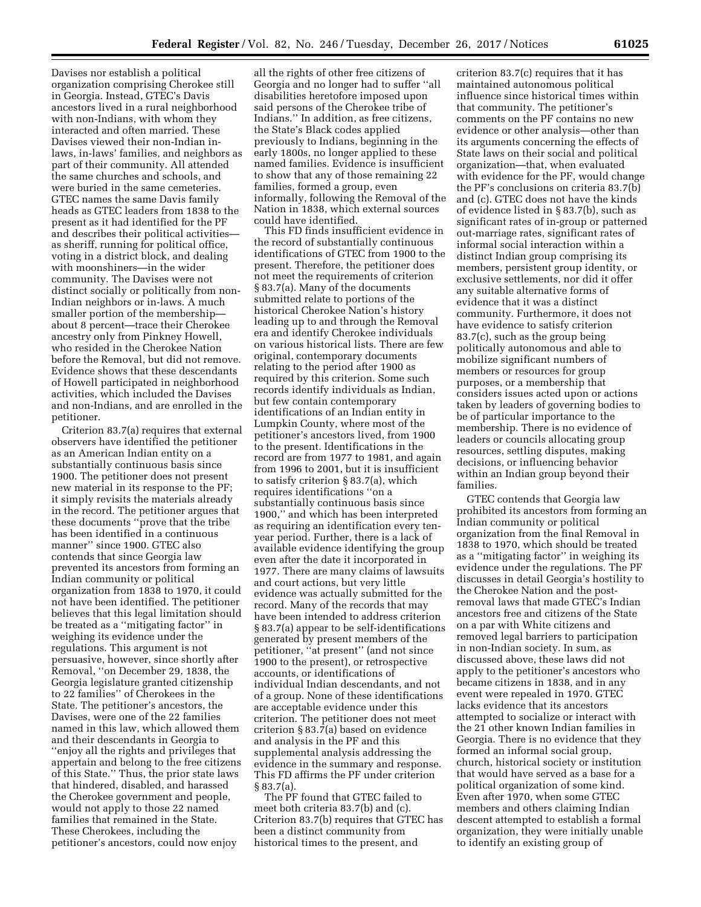Davises nor establish a political organization comprising Cherokee still in Georgia. Instead, GTEC's Davis ancestors lived in a rural neighborhood with non-Indians, with whom they interacted and often married. These Davises viewed their non-Indian in-laws, in-laws' families, and neighbors as part of their community. All attended the same churches and schools, and were buried in the same cemeteries. GTEC names the same Davis family heads as GTEC leaders from 1838 to the present as it had identified for the PF and describes their political activities—as sheriff, running for political office, voting in a district block, and dealing with moonshiners—in the wider community. The Davises were not distinct socially or politically from non-Indian neighbors or in-laws. A much smaller portion of the membership—about 8 percent—trace their Cherokee ancestry only from Pinkney Howell, who resided in the Cherokee Nation before the Removal, but did not remove. Evidence shows that these descendants of Howell participated in neighborhood activities, which included the Davises and non-Indians, and are enrolled in the petitioner.

Criterion 83.7(a) requires that external observers have identified the petitioner as an American Indian entity on a substantially continuous basis since 1900. The petitioner does not present new material in its response to the PF; it simply revisits the materials already in the record. The petitioner argues that these documents ''prove that the tribe has been identified in a continuous manner'' since 1900. GTEC also contends that since Georgia law prevented its ancestors from forming an Indian community or political organization from 1838 to 1970, it could not have been identified. The petitioner believes that this legal limitation should be treated as a ''mitigating factor'' in weighing its evidence under the regulations. This argument is not persuasive, however, since shortly after Removal, ''on December 29, 1838, the Georgia legislature granted citizenship to 22 families'' of Cherokees in the State. The petitioner's ancestors, the Davises, were one of the 22 families named in this law, which allowed them and their descendants in Georgia to ''enjoy all the rights and privileges that appertain and belong to the free citizens of this State.'' Thus, the prior state laws that hindered, disabled, and harassed the Cherokee government and people, would not apply to those 22 named families that remained in the State. These Cherokees, including the petitioner's ancestors, could now enjoy all the rights of other free citizens of Georgia and no longer had to suffer ''all disabilities heretofore imposed upon said persons of the Cherokee tribe of Indians.'' In addition, as free citizens, the State's Black codes applied previously to Indians, beginning in the early 1800s, no longer applied to these named families. Evidence is insufficient to show that any of those remaining 22 families, formed a group, even informally, following the Removal of the Nation in 1838, which external sources could have identified.

This FD finds insufficient evidence in the record of substantially continuous identifications of GTEC from 1900 to the present. Therefore, the petitioner does not meet the requirements of criterion § 83.7(a). Many of the documents submitted relate to portions of the historical Cherokee Nation's history leading up to and through the Removal era and identify Cherokee individuals on various historical lists. There are few original, contemporary documents relating to the period after 1900 as required by this criterion. Some such records identify individuals as Indian, but few contain contemporary identifications of an Indian entity in Lumpkin County, where most of the petitioner's ancestors lived, from 1900 to the present. Identifications in the record are from 1977 to 1981, and again from 1996 to 2001, but it is insufficient to satisfy criterion § 83.7(a), which requires identifications ''on a substantially continuous basis since 1900,'' and which has been interpreted as requiring an identification every ten-year period. Further, there is a lack of available evidence identifying the group even after the date it incorporated in 1977. There are many claims of lawsuits and court actions, but very little evidence was actually submitted for the record. Many of the records that may have been intended to address criterion § 83.7(a) appear to be self-identifications generated by present members of the petitioner, ''at present'' (and not since 1900 to the present), or retrospective accounts, or identifications of individual Indian descendants, and not of a group. None of these identifications are acceptable evidence under this criterion. The petitioner does not meet criterion § 83.7(a) based on evidence and analysis in the PF and this supplemental analysis addressing the evidence in the summary and response. This FD affirms the PF under criterion § 83.7(a).

The PF found that GTEC failed to meet both criteria 83.7(b) and (c). Criterion 83.7(b) requires that GTEC has been a distinct community from historical times to the present, and criterion 83.7(c) requires that it has maintained autonomous political influence since historical times within that community. The petitioner's comments on the PF contains no new evidence or other analysis—other than its arguments concerning the effects of State laws on their social and political organization—that, when evaluated with evidence for the PF, would change the PF's conclusions on criteria 83.7(b) and (c). GTEC does not have the kinds of evidence listed in § 83.7(b), such as significant rates of in-group or patterned out-marriage rates, significant rates of informal social interaction within a distinct Indian group comprising its members, persistent group identity, or exclusive settlements, nor did it offer any suitable alternative forms of evidence that it was a distinct community. Furthermore, it does not have evidence to satisfy criterion 83.7(c), such as the group being politically autonomous and able to mobilize significant numbers of members or resources for group purposes, or a membership that considers issues acted upon or actions taken by leaders of governing bodies to be of particular importance to the membership. There is no evidence of leaders or councils allocating group resources, settling disputes, making decisions, or influencing behavior within an Indian group beyond their families.

GTEC contends that Georgia law prohibited its ancestors from forming an Indian community or political organization from the final Removal in 1838 to 1970, which should be treated as a ''mitigating factor'' in weighing its evidence under the regulations. The PF discusses in detail Georgia's hostility to the Cherokee Nation and the post-removal laws that made GTEC's Indian ancestors free and citizens of the State on a par with White citizens and removed legal barriers to participation in non-Indian society. In sum, as discussed above, these laws did not apply to the petitioner's ancestors who became citizens in 1838, and in any event were repealed in 1970. GTEC lacks evidence that its ancestors attempted to socialize or interact with the 21 other known Indian families in Georgia. There is no evidence that they formed an informal social group, church, historical society or institution that would have served as a base for a political organization of some kind. Even after 1970, when some GTEC members and others claiming Indian descent attempted to establish a formal organization, they were initially unable to identify an existing group of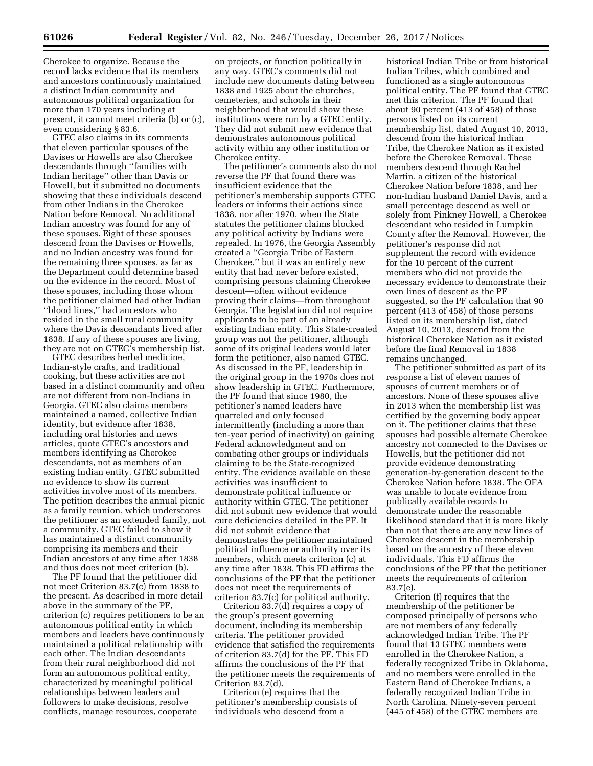Cherokee to organize. Because the record lacks evidence that its members and ancestors continuously maintained a distinct Indian community and autonomous political organization for more than 170 years including at present, it cannot meet criteria (b) or (c), even considering § 83.6.

GTEC also claims in its comments that eleven particular spouses of the Davises or Howells are also Cherokee descendants through ''families with Indian heritage'' other than Davis or Howell, but it submitted no documents showing that these individuals descend from other Indians in the Cherokee Nation before Removal. No additional Indian ancestry was found for any of these spouses. Eight of these spouses descend from the Davises or Howells, and no Indian ancestry was found for the remaining three spouses, as far as the Department could determine based on the evidence in the record. Most of these spouses, including those whom the petitioner claimed had other Indian ''blood lines,'' had ancestors who resided in the small rural community where the Davis descendants lived after 1838. If any of these spouses are living, they are not on GTEC's membership list.

GTEC describes herbal medicine, Indian-style crafts, and traditional cooking, but these activities are not based in a distinct community and often are not different from non-Indians in Georgia. GTEC also claims members maintained a named, collective Indian identity, but evidence after 1838, including oral histories and news articles, quote GTEC's ancestors and members identifying as Cherokee descendants, not as members of an existing Indian entity. GTEC submitted no evidence to show its current activities involve most of its members. The petition describes the annual picnic as a family reunion, which underscores the petitioner as an extended family, not a community. GTEC failed to show it has maintained a distinct community comprising its members and their Indian ancestors at any time after 1838 and thus does not meet criterion (b).

The PF found that the petitioner did not meet Criterion 83.7(c) from 1838 to the present. As described in more detail above in the summary of the PF, criterion (c) requires petitioners to be an autonomous political entity in which members and leaders have continuously maintained a political relationship with each other. The Indian descendants from their rural neighborhood did not form an autonomous political entity, characterized by meaningful political relationships between leaders and followers to make decisions, resolve conflicts, manage resources, cooperate on projects, or function politically in any way. GTEC's comments did not include new documents dating between 1838 and 1925 about the churches, cemeteries, and schools in their neighborhood that would show these institutions were run by a GTEC entity. They did not submit new evidence that demonstrates autonomous political activity within any other institution or Cherokee entity.

The petitioner's comments also do not reverse the PF that found there was insufficient evidence that the petitioner's membership supports GTEC leaders or informs their actions since 1838, nor after 1970, when the State statutes the petitioner claims blocked any political activity by Indians were repealed. In 1976, the Georgia Assembly created a ''Georgia Tribe of Eastern Cherokee,'' but it was an entirely new entity that had never before existed, comprising persons claiming Cherokee descent—often without evidence proving their claims—from throughout Georgia. The legislation did not require applicants to be part of an already existing Indian entity. This State-created group was not the petitioner, although some of its original leaders would later form the petitioner, also named GTEC. As discussed in the PF, leadership in the original group in the 1970s does not show leadership in GTEC. Furthermore, the PF found that since 1980, the petitioner's named leaders have quarreled and only focused intermittently (including a more than ten-year period of inactivity) on gaining Federal acknowledgment and on combating other groups or individuals claiming to be the State-recognized entity. The evidence available on these activities was insufficient to demonstrate political influence or authority within GTEC. The petitioner did not submit new evidence that would cure deficiencies detailed in the PF. It did not submit evidence that demonstrates the petitioner maintained political influence or authority over its members, which meets criterion (c) at any time after 1838. This FD affirms the conclusions of the PF that the petitioner does not meet the requirements of criterion 83.7(c) for political authority.

Criterion 83.7(d) requires a copy of the group's present governing document, including its membership criteria. The petitioner provided evidence that satisfied the requirements of criterion 83.7(d) for the PF. This FD affirms the conclusions of the PF that the petitioner meets the requirements of Criterion 83.7(d).

Criterion (e) requires that the petitioner's membership consists of individuals who descend from a historical Indian Tribe or from historical Indian Tribes, which combined and functioned as a single autonomous political entity. The PF found that GTEC met this criterion. The PF found that about 90 percent (413 of 458) of those persons listed on its current membership list, dated August 10, 2013, descend from the historical Indian Tribe, the Cherokee Nation as it existed before the Cherokee Removal. These members descend through Rachel Martin, a citizen of the historical Cherokee Nation before 1838, and her non-Indian husband Daniel Davis, and a small percentage descend as well or solely from Pinkney Howell, a Cherokee descendant who resided in Lumpkin County after the Removal. However, the petitioner's response did not supplement the record with evidence for the 10 percent of the current members who did not provide the necessary evidence to demonstrate their own lines of descent as the PF suggested, so the PF calculation that 90 percent (413 of 458) of those persons listed on its membership list, dated August 10, 2013, descend from the historical Cherokee Nation as it existed before the final Removal in 1838 remains unchanged.

The petitioner submitted as part of its response a list of eleven names of spouses of current members or of ancestors. None of these spouses alive in 2013 when the membership list was certified by the governing body appear on it. The petitioner claims that these spouses had possible alternate Cherokee ancestry not connected to the Davises or Howells, but the petitioner did not provide evidence demonstrating generation-by-generation descent to the Cherokee Nation before 1838. The OFA was unable to locate evidence from publically available records to demonstrate under the reasonable likelihood standard that it is more likely than not that there are any new lines of Cherokee descent in the membership based on the ancestry of these eleven individuals. This FD affirms the conclusions of the PF that the petitioner meets the requirements of criterion 83.7(e).

Criterion (f) requires that the membership of the petitioner be composed principally of persons who are not members of any federally acknowledged Indian Tribe. The PF found that 13 GTEC members were enrolled in the Cherokee Nation, a federally recognized Tribe in Oklahoma, and no members were enrolled in the Eastern Band of Cherokee Indians, a federally recognized Indian Tribe in North Carolina. Ninety-seven percent (445 of 458) of the GTEC members are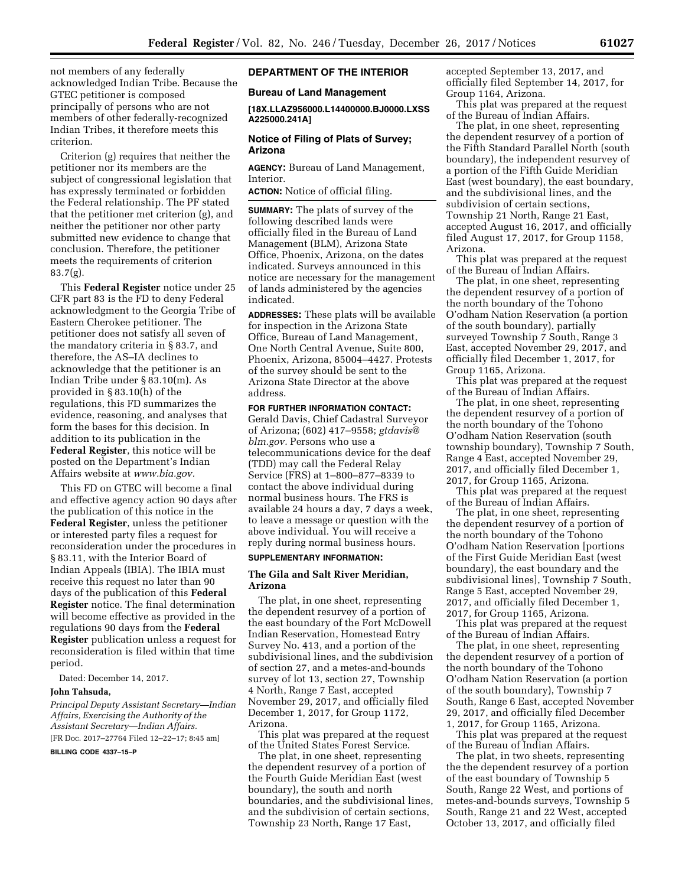not members of any federally acknowledged Indian Tribe. Because the GTEC petitioner is composed principally of persons who are not members of other federally-recognized Indian Tribes, it therefore meets this criterion.

Criterion (g) requires that neither the petitioner nor its members are the subject of congressional legislation that has expressly terminated or forbidden the Federal relationship. The PF stated that the petitioner met criterion (g), and neither the petitioner nor other party submitted new evidence to change that conclusion. Therefore, the petitioner meets the requirements of criterion 83.7(g).

This **Federal Register** notice under 25 CFR part 83 is the FD to deny Federal acknowledgment to the Georgia Tribe of Eastern Cherokee petitioner. The petitioner does not satisfy all seven of the mandatory criteria in § 83.7, and therefore, the AS–IA declines to acknowledge that the petitioner is an Indian Tribe under § 83.10(m). As provided in § 83.10(h) of the regulations, this FD summarizes the evidence, reasoning, and analyses that form the bases for this decision. In addition to its publication in the **Federal Register**, this notice will be posted on the Department's Indian Affairs website at *www.bia.gov.*

This FD on GTEC will become a final and effective agency action 90 days after the publication of this notice in the **Federal Register**, unless the petitioner or interested party files a request for reconsideration under the procedures in § 83.11, with the Interior Board of Indian Appeals (IBIA). The IBIA must receive this request no later than 90 days of the publication of this **Federal Register** notice. The final determination will become effective as provided in the regulations 90 days from the **Federal Register** publication unless a request for reconsideration is filed within that time period.

Dated: December 14, 2017.

**John Tahsuda,**

*Principal Deputy Assistant Secretary—Indian Affairs, Exercising the Authority of the Assistant Secretary—Indian Affairs.*

[FR Doc. 2017–27764 Filed 12–22–17; 8:45 am]

**BILLING CODE 4337–15–P**

## DEPARTMENT OF THE INTERIOR

### Bureau of Land Management

**[18X.LLAZ956000.L14400000.BJ0000.LXSS A225000.241A]**

### Notice of Filing of Plats of Survey; Arizona

**AGENCY:** Bureau of Land Management, Interior.

**ACTION:** Notice of official filing.

**SUMMARY:** The plats of survey of the following described lands were officially filed in the Bureau of Land Management (BLM), Arizona State Office, Phoenix, Arizona, on the dates indicated. Surveys announced in this notice are necessary for the management of lands administered by the agencies indicated.

**ADDRESSES:** These plats will be available for inspection in the Arizona State Office, Bureau of Land Management, One North Central Avenue, Suite 800, Phoenix, Arizona, 85004–4427. Protests of the survey should be sent to the Arizona State Director at the above address.

**FOR FURTHER INFORMATION CONTACT:** Gerald Davis, Chief Cadastral Surveyor of Arizona; (602) 417–9558; *gtdavis@blm.gov.* Persons who use a telecommunications device for the deaf (TDD) may call the Federal Relay Service (FRS) at 1–800–877–8339 to contact the above individual during normal business hours. The FRS is available 24 hours a day, 7 days a week, to leave a message or question with the above individual. You will receive a reply during normal business hours.

**SUPPLEMENTARY INFORMATION:**

### The Gila and Salt River Meridian, Arizona

The plat, in one sheet, representing the dependent resurvey of a portion of the east boundary of the Fort McDowell Indian Reservation, Homestead Entry Survey No. 413, and a portion of the subdivisional lines, and the subdivision of section 27, and a metes-and-bounds survey of lot 13, section 27, Township 4 North, Range 7 East, accepted November 29, 2017, and officially filed December 1, 2017, for Group 1172, Arizona.

This plat was prepared at the request of the United States Forest Service.

The plat, in one sheet, representing the dependent resurvey of a portion of the Fourth Guide Meridian East (west boundary), the south and north boundaries, and the subdivisional lines, and the subdivision of certain sections, Township 23 North, Range 17 East, accepted September 13, 2017, and officially filed September 14, 2017, for Group 1164, Arizona.

This plat was prepared at the request of the Bureau of Indian Affairs.

The plat, in one sheet, representing the dependent resurvey of a portion of the Fifth Standard Parallel North (south boundary), the independent resurvey of a portion of the Fifth Guide Meridian East (west boundary), the east boundary, and the subdivisional lines, and the subdivision of certain sections, Township 21 North, Range 21 East, accepted August 16, 2017, and officially filed August 17, 2017, for Group 1158, Arizona.

This plat was prepared at the request of the Bureau of Indian Affairs.

The plat, in one sheet, representing the dependent resurvey of a portion of the north boundary of the Tohono O'odham Nation Reservation (a portion of the south boundary), partially surveyed Township 7 South, Range 3 East, accepted November 29, 2017, and officially filed December 1, 2017, for Group 1165, Arizona.

This plat was prepared at the request of the Bureau of Indian Affairs.

The plat, in one sheet, representing the dependent resurvey of a portion of the north boundary of the Tohono O'odham Nation Reservation (south township boundary), Township 7 South, Range 4 East, accepted November 29, 2017, and officially filed December 1, 2017, for Group 1165, Arizona.

This plat was prepared at the request of the Bureau of Indian Affairs.

The plat, in one sheet, representing the dependent resurvey of a portion of the north boundary of the Tohono O'odham Nation Reservation [portions of the First Guide Meridian East (west boundary), the east boundary and the subdivisional lines], Township 7 South, Range 5 East, accepted November 29, 2017, and officially filed December 1, 2017, for Group 1165, Arizona.

This plat was prepared at the request of the Bureau of Indian Affairs.

The plat, in one sheet, representing the dependent resurvey of a portion of the north boundary of the Tohono O'odham Nation Reservation (a portion of the south boundary), Township 7 South, Range 6 East, accepted November 29, 2017, and officially filed December 1, 2017, for Group 1165, Arizona.

This plat was prepared at the request of the Bureau of Indian Affairs.

The plat, in two sheets, representing the dependent resurvey of a portion of the east boundary of Township 5 South, Range 22 West, and portions of metes-and-bounds surveys, Township 5 South, Range 21 and 22 West, accepted October 13, 2017, and officially filed